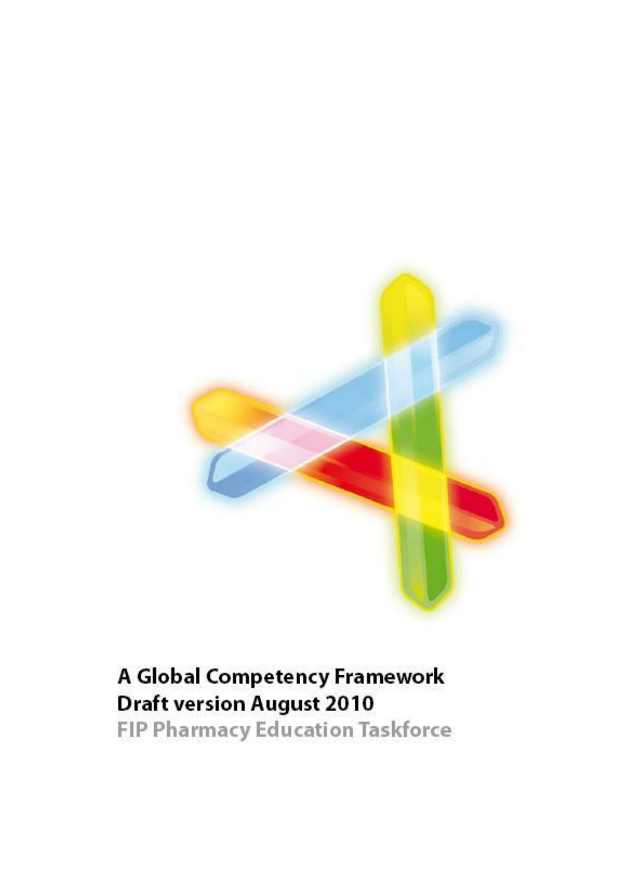# A Global Competency Framework

**Draft version August 2010**

**FIP Pharmacy Education Taskforce**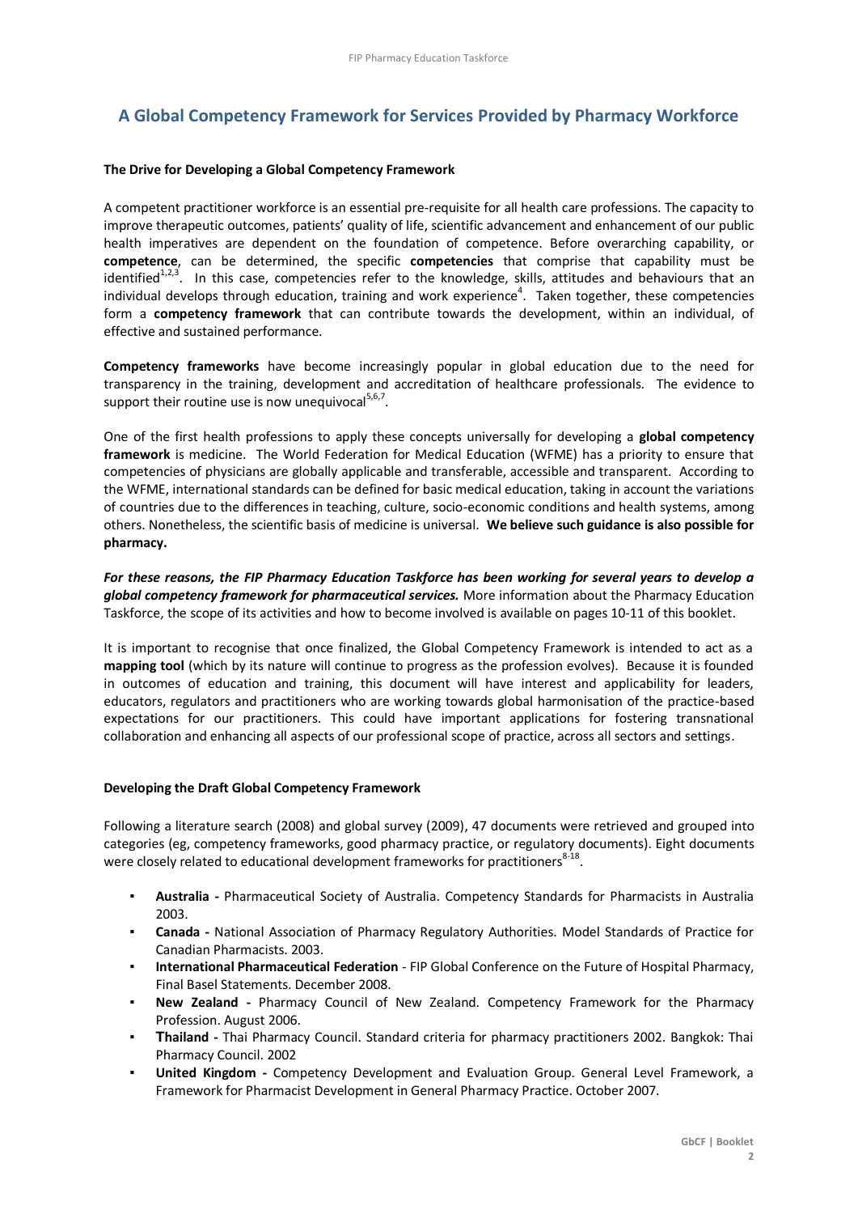# A Global Competency Framework for Services Provided by Pharmacy Workforce

### The Drive for Developing a Global Competency Framework

A competent practitioner workforce is an essential pre-requisite for all health care professions. The capacity to improve therapeutic outcomes, patients' quality of life, scientific advancement and enhancement of our public health imperatives are dependent on the foundation of competence. Before overarching capability, or **competence**, can be determined, the specific **competencies** that comprise that capability must be identified[1,2,3]. In this case, competencies refer to the knowledge, skills, attitudes and behaviours that an individual develops through education, training and work experience[4]. Taken together, these competencies form a **competency framework** that can contribute towards the development, within an individual, of effective and sustained performance.

**Competency frameworks** have become increasingly popular in global education due to the need for transparency in the training, development and accreditation of healthcare professionals. The evidence to support their routine use is now unequivocal[5,6,7].

One of the first health professions to apply these concepts universally for developing a **global competency framework** is medicine. The World Federation for Medical Education (WFME) has a priority to ensure that competencies of physicians are globally applicable and transferable, accessible and transparent. According to the WFME, international standards can be defined for basic medical education, taking in account the variations of countries due to the differences in teaching, culture, socio-economic conditions and health systems, among others. Nonetheless, the scientific basis of medicine is universal. **We believe such guidance is also possible for pharmacy.**

***For these reasons, the FIP Pharmacy Education Taskforce has been working for several years to develop a global competency framework for pharmaceutical services.*** More information about the Pharmacy Education Taskforce, the scope of its activities and how to become involved is available on pages 10-11 of this booklet.

It is important to recognise that once finalized, the Global Competency Framework is intended to act as a **mapping tool** (which by its nature will continue to progress as the profession evolves). Because it is founded in outcomes of education and training, this document will have interest and applicability for leaders, educators, regulators and practitioners who are working towards global harmonisation of the practice-based expectations for our practitioners. This could have important applications for fostering transnational collaboration and enhancing all aspects of our professional scope of practice, across all sectors and settings.

### Developing the Draft Global Competency Framework

Following a literature search (2008) and global survey (2009), 47 documents were retrieved and grouped into categories (eg, competency frameworks, good pharmacy practice, or regulatory documents). Eight documents were closely related to educational development frameworks for practitioners[8-18].

- **Australia -** Pharmaceutical Society of Australia. Competency Standards for Pharmacists in Australia 2003.
- **Canada -** National Association of Pharmacy Regulatory Authorities. Model Standards of Practice for Canadian Pharmacists. 2003.
- **International Pharmaceutical Federation** - FIP Global Conference on the Future of Hospital Pharmacy, Final Basel Statements. December 2008.
- **New Zealand -** Pharmacy Council of New Zealand. Competency Framework for the Pharmacy Profession. August 2006.
- **Thailand -** Thai Pharmacy Council. Standard criteria for pharmacy practitioners 2002. Bangkok: Thai Pharmacy Council. 2002
- **United Kingdom -** Competency Development and Evaluation Group. General Level Framework, a Framework for Pharmacist Development in General Pharmacy Practice. October 2007.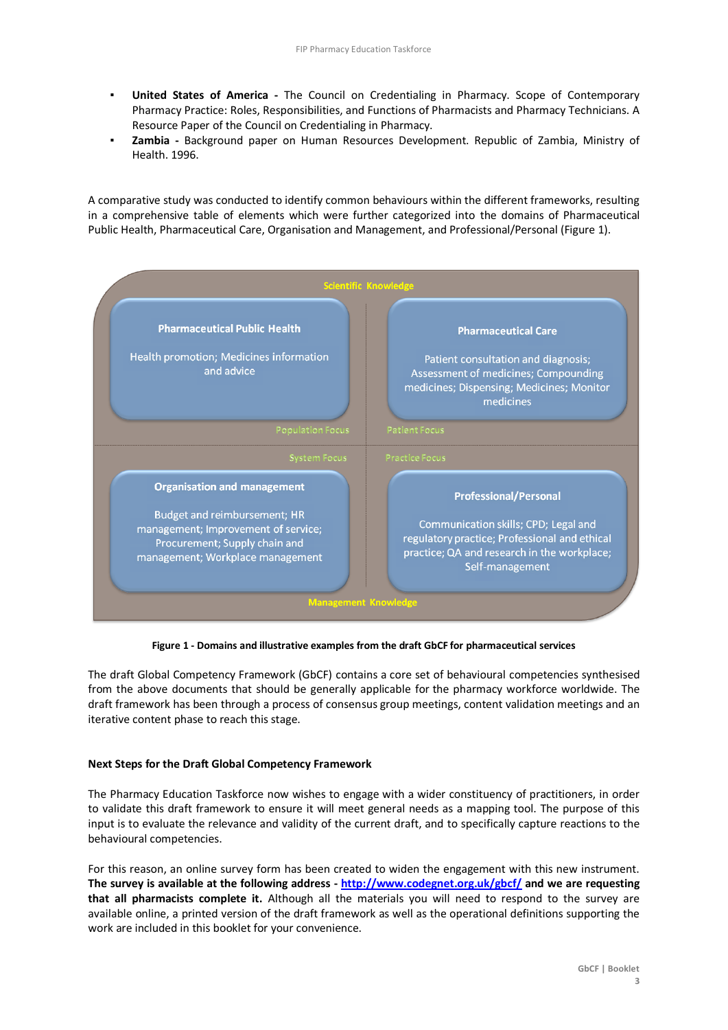- **United States of America -** The Council on Credentialing in Pharmacy. Scope of Contemporary Pharmacy Practice: Roles, Responsibilities, and Functions of Pharmacists and Pharmacy Technicians. A Resource Paper of the Council on Credentialing in Pharmacy.
- **Zambia -** Background paper on Human Resources Development. Republic of Zambia, Ministry of Health. 1996.

A comparative study was conducted to identify common behaviours within the different frameworks, resulting in a comprehensive table of elements which were further categorized into the domains of Pharmaceutical Public Health, Pharmaceutical Care, Organisation and Management, and Professional/Personal (Figure 1).

Scientific Knowledge

**Pharmaceutical Public Health**

Health promotion; Medicines information and advice

Population Focus

**Pharmaceutical Care**

Patient consultation and diagnosis; Assessment of medicines; Compounding medicines; Dispensing; Medicines; Monitor medicines

Patient Focus

System Focus

**Organisation and management**

Budget and reimbursement; HR management; Improvement of service; Procurement; Supply chain and management; Workplace management

Practice Focus

**Professional/Personal**

Communication skills; CPD; Legal and regulatory practice; Professional and ethical practice; QA and research in the workplace; Self-management

Management Knowledge

**Figure 1 - Domains and illustrative examples from the draft GbCF for pharmaceutical services**

The draft Global Competency Framework (GbCF) contains a core set of behavioural competencies synthesised from the above documents that should be generally applicable for the pharmacy workforce worldwide. The draft framework has been through a process of consensus group meetings, content validation meetings and an iterative content phase to reach this stage.

#### Next Steps for the Draft Global Competency Framework

The Pharmacy Education Taskforce now wishes to engage with a wider constituency of practitioners, in order to validate this draft framework to ensure it will meet general needs as a mapping tool. The purpose of this input is to evaluate the relevance and validity of the current draft, and to specifically capture reactions to the behavioural competencies.

For this reason, an online survey form has been created to widen the engagement with this new instrument. **The survey is available at the following address - http://www.codegnet.org.uk/gbcf/ and we are requesting that all pharmacists complete it.** Although all the materials you will need to respond to the survey are available online, a printed version of the draft framework as well as the operational definitions supporting the work are included in this booklet for your convenience.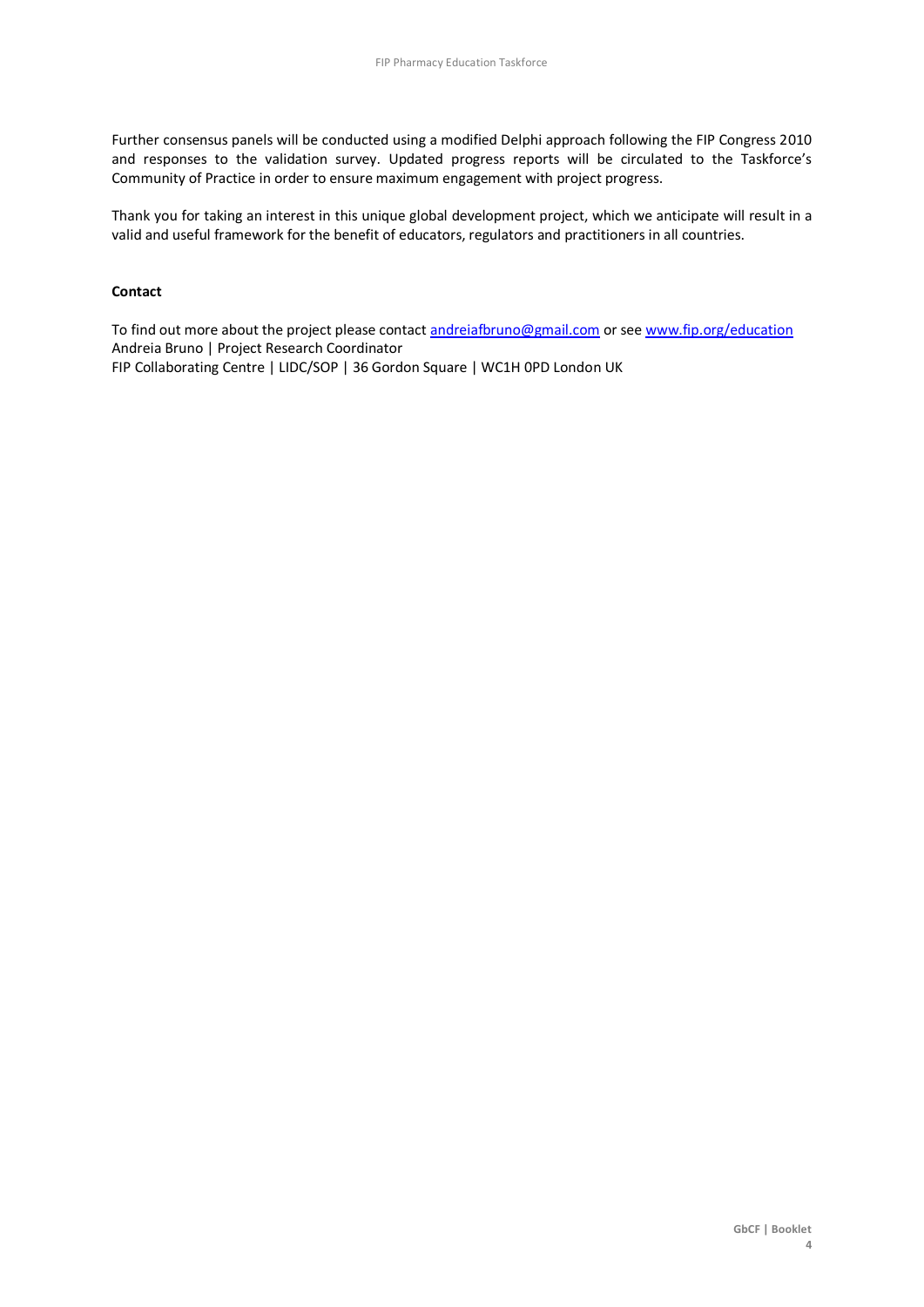Further consensus panels will be conducted using a modified Delphi approach following the FIP Congress 2010 and responses to the validation survey. Updated progress reports will be circulated to the Taskforce's Community of Practice in order to ensure maximum engagement with project progress.

Thank you for taking an interest in this unique global development project, which we anticipate will result in a valid and useful framework for the benefit of educators, regulators and practitioners in all countries.

**Contact**

To find out more about the project please contact andreiafbruno@gmail.com or see www.fip.org/education
Andreia Bruno | Project Research Coordinator
FIP Collaborating Centre | LIDC/SOP | 36 Gordon Square | WC1H 0PD London UK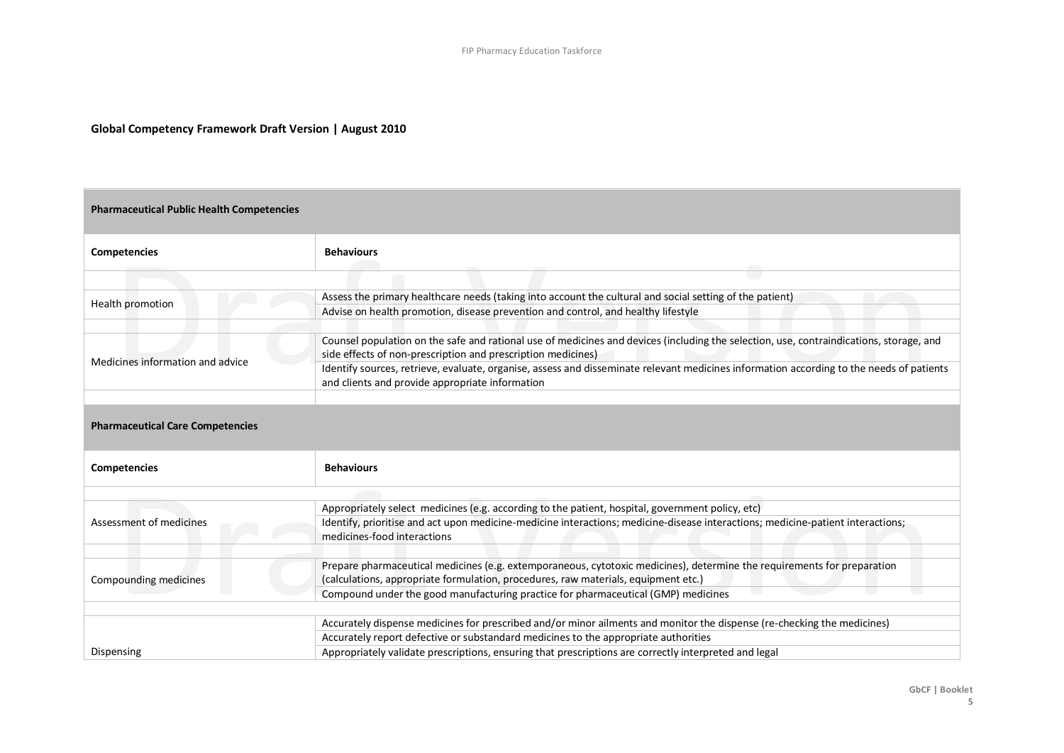**Global Competency Framework Draft Version | August 2010**

| **Pharmaceutical Public Health Competencies** | |
|---|---|
| **Competencies** | **Behaviours** |
| Health promotion | Assess the primary healthcare needs (taking into account the cultural and social setting of the patient) |
| | Advise on health promotion, disease prevention and control, and healthy lifestyle |
| Medicines information and advice | Counsel population on the safe and rational use of medicines and devices (including the selection, use, contraindications, storage, and side effects of non-prescription and prescription medicines) |
| | Identify sources, retrieve, evaluate, organise, assess and disseminate relevant medicines information according to the needs of patients and clients and provide appropriate information |

| **Pharmaceutical Care Competencies** | |
|---|---|
| **Competencies** | **Behaviours** |
| Assessment of medicines | Appropriately select medicines (e.g. according to the patient, hospital, government policy, etc) |
| | Identify, prioritise and act upon medicine-medicine interactions; medicine-disease interactions; medicine-patient interactions; medicines-food interactions |
| Compounding medicines | Prepare pharmaceutical medicines (e.g. extemporaneous, cytotoxic medicines), determine the requirements for preparation (calculations, appropriate formulation, procedures, raw materials, equipment etc.) |
| | Compound under the good manufacturing practice for pharmaceutical (GMP) medicines |
| Dispensing | Accurately dispense medicines for prescribed and/or minor ailments and monitor the dispense (re-checking the medicines) |
| | Accurately report defective or substandard medicines to the appropriate authorities |
| | Appropriately validate prescriptions, ensuring that prescriptions are correctly interpreted and legal |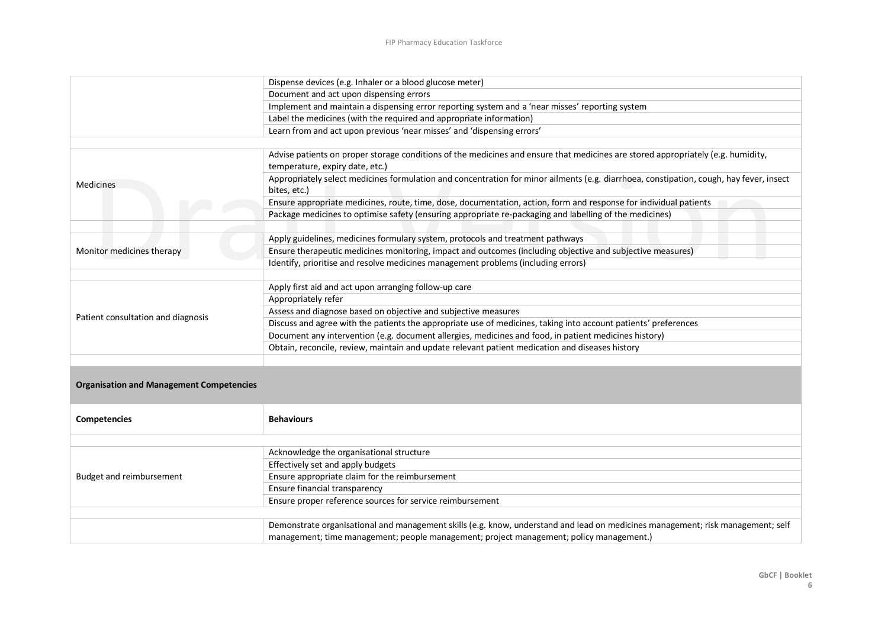| | |
|---|---|
| | Dispense devices (e.g. Inhaler or a blood glucose meter) |
| | Document and act upon dispensing errors |
| | Implement and maintain a dispensing error reporting system and a 'near misses' reporting system |
| | Label the medicines (with the required and appropriate information) |
| | Learn from and act upon previous 'near misses' and 'dispensing errors' |
| | |
| Medicines | Advise patients on proper storage conditions of the medicines and ensure that medicines are stored appropriately (e.g. humidity, temperature, expiry date, etc.) |
| | Appropriately select medicines formulation and concentration for minor ailments (e.g. diarrhoea, constipation, cough, hay fever, insect bites, etc.) |
| | Ensure appropriate medicines, route, time, dose, documentation, action, form and response for individual patients |
| | Package medicines to optimise safety (ensuring appropriate re-packaging and labelling of the medicines) |
| | |
| Monitor medicines therapy | Apply guidelines, medicines formulary system, protocols and treatment pathways |
| | Ensure therapeutic medicines monitoring, impact and outcomes (including objective and subjective measures) |
| | Identify, prioritise and resolve medicines management problems (including errors) |
| | |
| Patient consultation and diagnosis | Apply first aid and act upon arranging follow-up care |
| | Appropriately refer |
| | Assess and diagnose based on objective and subjective measures |
| | Discuss and agree with the patients the appropriate use of medicines, taking into account patients' preferences |
| | Document any intervention (e.g. document allergies, medicines and food, in patient medicines history) |
| | Obtain, reconcile, review, maintain and update relevant patient medication and diseases history |

**Organisation and Management Competencies**

| **Competencies** | **Behaviours** |
|---|---|
| | |
| Budget and reimbursement | Acknowledge the organisational structure |
| | Effectively set and apply budgets |
| | Ensure appropriate claim for the reimbursement |
| | Ensure financial transparency |
| | Ensure proper reference sources for service reimbursement |
| | |
| | Demonstrate organisational and management skills (e.g. know, understand and lead on medicines management; risk management; self management; time management; people management; project management; policy management.) |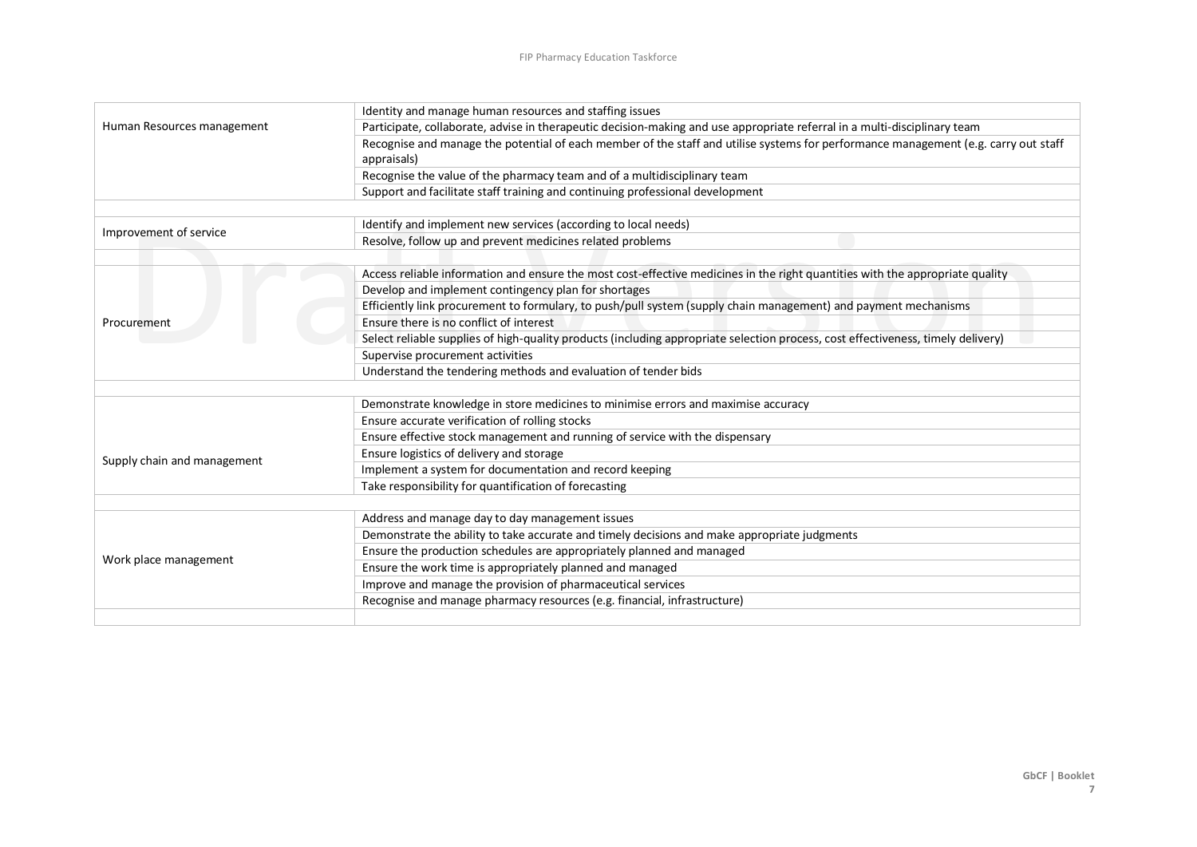| | |
|---|---|
| Human Resources management | Identity and manage human resources and staffing issues |
| | Participate, collaborate, advise in therapeutic decision-making and use appropriate referral in a multi-disciplinary team |
| | Recognise and manage the potential of each member of the staff and utilise systems for performance management (e.g. carry out staff appraisals) |
| | Recognise the value of the pharmacy team and of a multidisciplinary team |
| | Support and facilitate staff training and continuing professional development |
| | |
| Improvement of service | Identify and implement new services (according to local needs) |
| | Resolve, follow up and prevent medicines related problems |
| | |
| Procurement | Access reliable information and ensure the most cost-effective medicines in the right quantities with the appropriate quality |
| | Develop and implement contingency plan for shortages |
| | Efficiently link procurement to formulary, to push/pull system (supply chain management) and payment mechanisms |
| | Ensure there is no conflict of interest |
| | Select reliable supplies of high-quality products (including appropriate selection process, cost effectiveness, timely delivery) |
| | Supervise procurement activities |
| | Understand the tendering methods and evaluation of tender bids |
| | |
| Supply chain and management | Demonstrate knowledge in store medicines to minimise errors and maximise accuracy |
| | Ensure accurate verification of rolling stocks |
| | Ensure effective stock management and running of service with the dispensary |
| | Ensure logistics of delivery and storage |
| | Implement a system for documentation and record keeping |
| | Take responsibility for quantification of forecasting |
| | |
| Work place management | Address and manage day to day management issues |
| | Demonstrate the ability to take accurate and timely decisions and make appropriate judgments |
| | Ensure the production schedules are appropriately planned and managed |
| | Ensure the work time is appropriately planned and managed |
| | Improve and manage the provision of pharmaceutical services |
| | Recognise and manage pharmacy resources (e.g. financial, infrastructure) |
| | |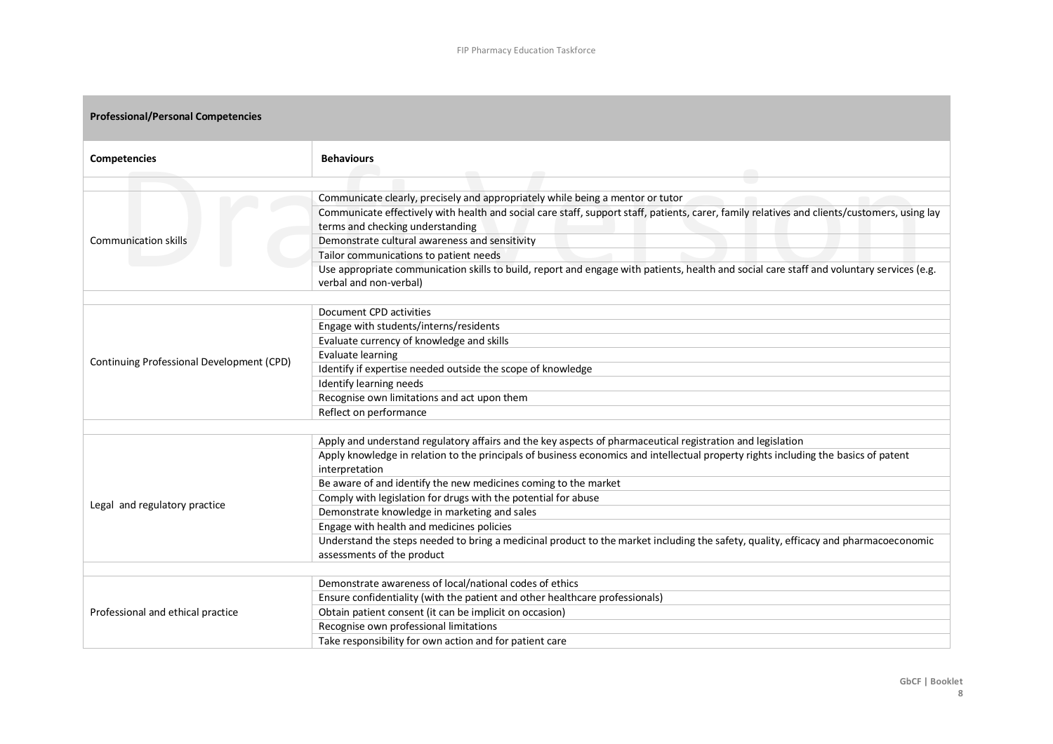| Professional/Personal Competencies | |
|---|---|
| **Competencies** | **Behaviours** |
| Communication skills | Communicate clearly, precisely and appropriately while being a mentor or tutor |
| | Communicate effectively with health and social care staff, support staff, patients, carer, family relatives and clients/customers, using lay terms and checking understanding |
| | Demonstrate cultural awareness and sensitivity |
| | Tailor communications to patient needs |
| | Use appropriate communication skills to build, report and engage with patients, health and social care staff and voluntary services (e.g. verbal and non-verbal) |
| Continuing Professional Development (CPD) | Document CPD activities |
| | Engage with students/interns/residents |
| | Evaluate currency of knowledge and skills |
| | Evaluate learning |
| | Identify if expertise needed outside the scope of knowledge |
| | Identify learning needs |
| | Recognise own limitations and act upon them |
| | Reflect on performance |
| Legal and regulatory practice | Apply and understand regulatory affairs and the key aspects of pharmaceutical registration and legislation |
| | Apply knowledge in relation to the principals of business economics and intellectual property rights including the basics of patent interpretation |
| | Be aware of and identify the new medicines coming to the market |
| | Comply with legislation for drugs with the potential for abuse |
| | Demonstrate knowledge in marketing and sales |
| | Engage with health and medicines policies |
| | Understand the steps needed to bring a medicinal product to the market including the safety, quality, efficacy and pharmacoeconomic assessments of the product |
| Professional and ethical practice | Demonstrate awareness of local/national codes of ethics |
| | Ensure confidentiality (with the patient and other healthcare professionals) |
| | Obtain patient consent (it can be implicit on occasion) |
| | Recognise own professional limitations |
| | Take responsibility for own action and for patient care |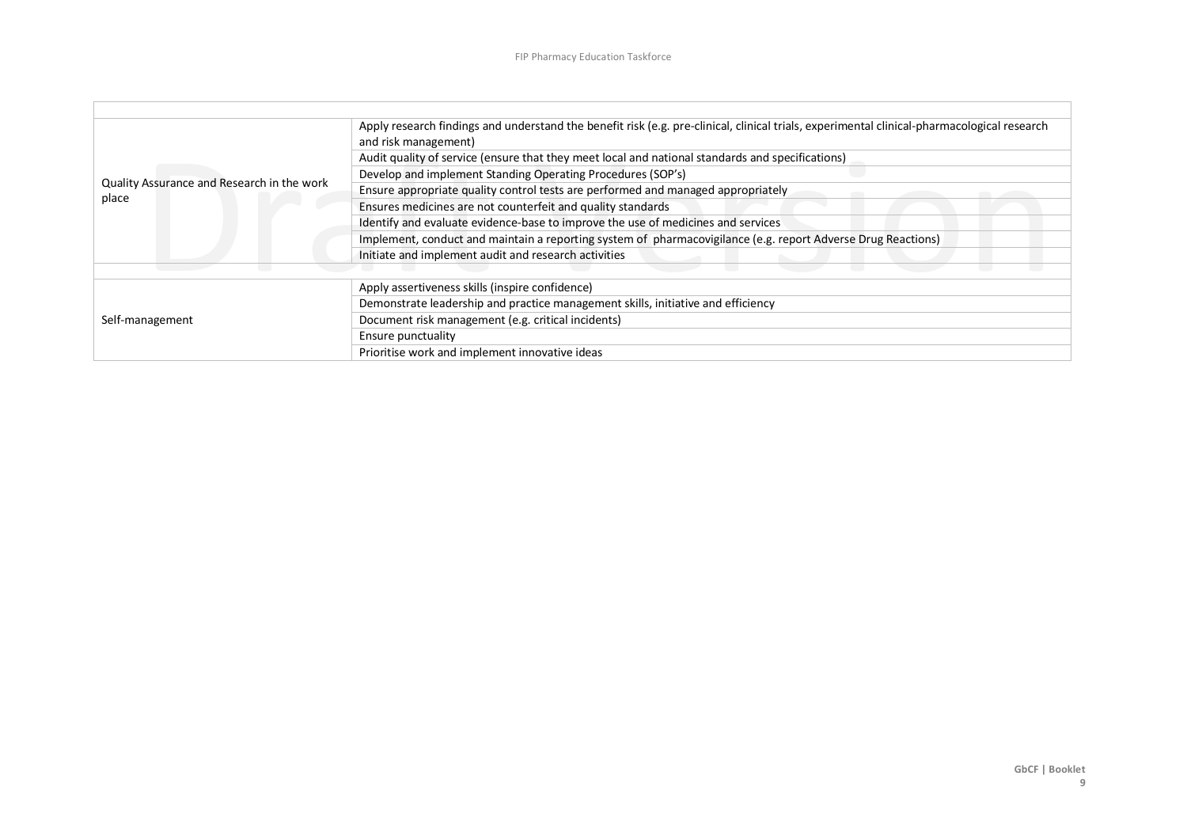| | |
|---|---|
| Quality Assurance and Research in the work place | Apply research findings and understand the benefit risk (e.g. pre-clinical, clinical trials, experimental clinical-pharmacological research and risk management) |
| | Audit quality of service (ensure that they meet local and national standards and specifications) |
| | Develop and implement Standing Operating Procedures (SOP's) |
| | Ensure appropriate quality control tests are performed and managed appropriately |
| | Ensures medicines are not counterfeit and quality standards |
| | Identify and evaluate evidence-base to improve the use of medicines and services |
| | Implement, conduct and maintain a reporting system of pharmacovigilance (e.g. report Adverse Drug Reactions) |
| | Initiate and implement audit and research activities |
| | |
| Self-management | Apply assertiveness skills (inspire confidence) |
| | Demonstrate leadership and practice management skills, initiative and efficiency |
| | Document risk management (e.g. critical incidents) |
| | Ensure punctuality |
| | Prioritise work and implement innovative ideas |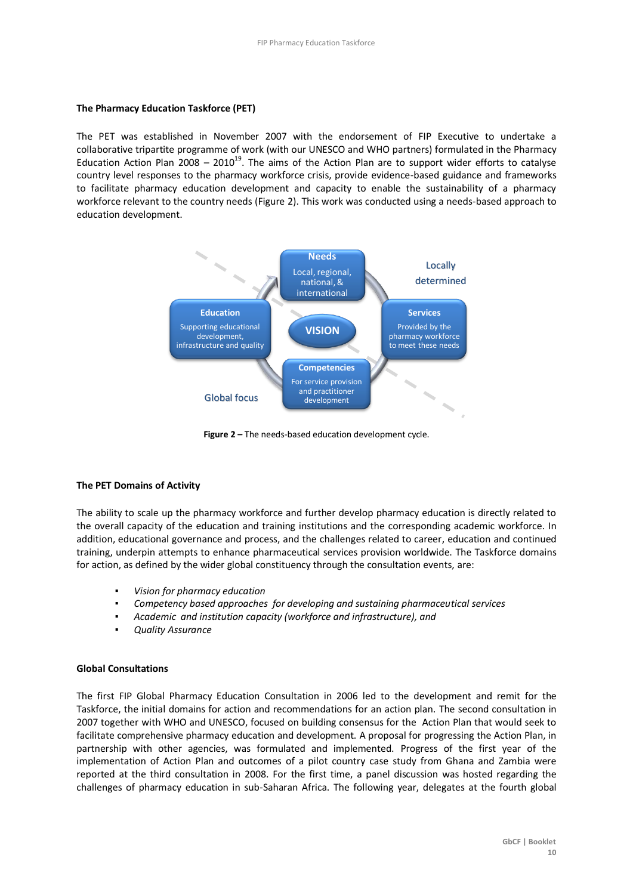**The Pharmacy Education Taskforce (PET)**

The PET was established in November 2007 with the endorsement of FIP Executive to undertake a collaborative tripartite programme of work (with our UNESCO and WHO partners) formulated in the Pharmacy Education Action Plan 2008 – 2010[19]. The aims of the Action Plan are to support wider efforts to catalyse country level responses to the pharmacy workforce crisis, provide evidence-based guidance and frameworks to facilitate pharmacy education development and capacity to enable the sustainability of a pharmacy workforce relevant to the country needs (Figure 2). This work was conducted using a needs-based approach to education development.

Needs
Local, regional, national, & international

Locally determined

Education
Supporting educational development, infrastructure and quality

VISION

Services
Provided by the pharmacy workforce to meet these needs

Competencies
For service provision and practitioner development

Global focus

**Figure 2 –** The needs-based education development cycle.

**The PET Domains of Activity**

The ability to scale up the pharmacy workforce and further develop pharmacy education is directly related to the overall capacity of the education and training institutions and the corresponding academic workforce. In addition, educational governance and process, and the challenges related to career, education and continued training, underpin attempts to enhance pharmaceutical services provision worldwide. The Taskforce domains for action, as defined by the wider global constituency through the consultation events, are:

- *Vision for pharmacy education*
- *Competency based approaches for developing and sustaining pharmaceutical services*
- *Academic and institution capacity (workforce and infrastructure), and*
- *Quality Assurance*

**Global Consultations**

The first FIP Global Pharmacy Education Consultation in 2006 led to the development and remit for the Taskforce, the initial domains for action and recommendations for an action plan. The second consultation in 2007 together with WHO and UNESCO, focused on building consensus for the Action Plan that would seek to facilitate comprehensive pharmacy education and development. A proposal for progressing the Action Plan, in partnership with other agencies, was formulated and implemented. Progress of the first year of the implementation of Action Plan and outcomes of a pilot country case study from Ghana and Zambia were reported at the third consultation in 2008. For the first time, a panel discussion was hosted regarding the challenges of pharmacy education in sub-Saharan Africa. The following year, delegates at the fourth global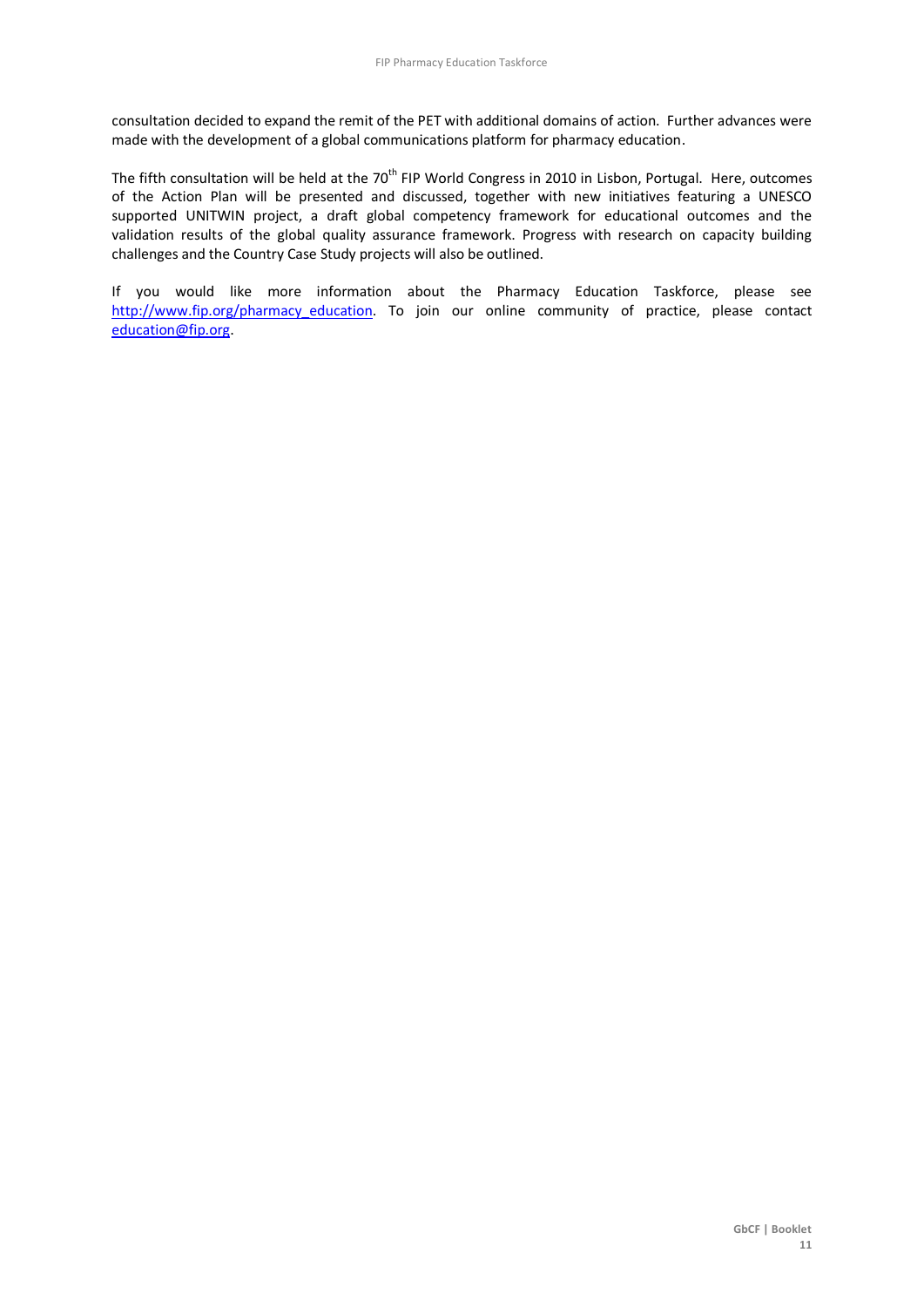consultation decided to expand the remit of the PET with additional domains of action. Further advances were made with the development of a global communications platform for pharmacy education.

The fifth consultation will be held at the 70th FIP World Congress in 2010 in Lisbon, Portugal. Here, outcomes of the Action Plan will be presented and discussed, together with new initiatives featuring a UNESCO supported UNITWIN project, a draft global competency framework for educational outcomes and the validation results of the global quality assurance framework. Progress with research on capacity building challenges and the Country Case Study projects will also be outlined.

If you would like more information about the Pharmacy Education Taskforce, please see http://www.fip.org/pharmacy_education. To join our online community of practice, please contact education@fip.org.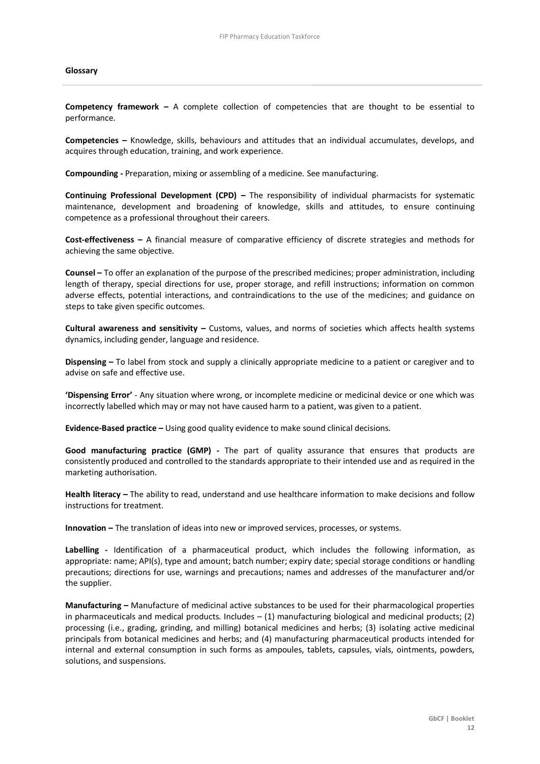### Glossary

**Competency framework –** A complete collection of competencies that are thought to be essential to performance.

**Competencies –** Knowledge, skills, behaviours and attitudes that an individual accumulates, develops, and acquires through education, training, and work experience.

**Compounding -** Preparation, mixing or assembling of a medicine. See manufacturing.

**Continuing Professional Development (CPD) –** The responsibility of individual pharmacists for systematic maintenance, development and broadening of knowledge, skills and attitudes, to ensure continuing competence as a professional throughout their careers.

**Cost-effectiveness –** A financial measure of comparative efficiency of discrete strategies and methods for achieving the same objective.

**Counsel –** To offer an explanation of the purpose of the prescribed medicines; proper administration, including length of therapy, special directions for use, proper storage, and refill instructions; information on common adverse effects, potential interactions, and contraindications to the use of the medicines; and guidance on steps to take given specific outcomes.

**Cultural awareness and sensitivity –** Customs, values, and norms of societies which affects health systems dynamics, including gender, language and residence.

**Dispensing –** To label from stock and supply a clinically appropriate medicine to a patient or caregiver and to advise on safe and effective use.

**'Dispensing Error'** - Any situation where wrong, or incomplete medicine or medicinal device or one which was incorrectly labelled which may or may not have caused harm to a patient, was given to a patient.

**Evidence-Based practice –** Using good quality evidence to make sound clinical decisions.

**Good manufacturing practice (GMP) -** The part of quality assurance that ensures that products are consistently produced and controlled to the standards appropriate to their intended use and as required in the marketing authorisation.

**Health literacy –** The ability to read, understand and use healthcare information to make decisions and follow instructions for treatment.

**Innovation –** The translation of ideas into new or improved services, processes, or systems.

**Labelling -** Identification of a pharmaceutical product, which includes the following information, as appropriate: name; API(s), type and amount; batch number; expiry date; special storage conditions or handling precautions; directions for use, warnings and precautions; names and addresses of the manufacturer and/or the supplier.

**Manufacturing –** Manufacture of medicinal active substances to be used for their pharmacological properties in pharmaceuticals and medical products. Includes – (1) manufacturing biological and medicinal products; (2) processing (i.e., grading, grinding, and milling) botanical medicines and herbs; (3) isolating active medicinal principals from botanical medicines and herbs; and (4) manufacturing pharmaceutical products intended for internal and external consumption in such forms as ampoules, tablets, capsules, vials, ointments, powders, solutions, and suspensions.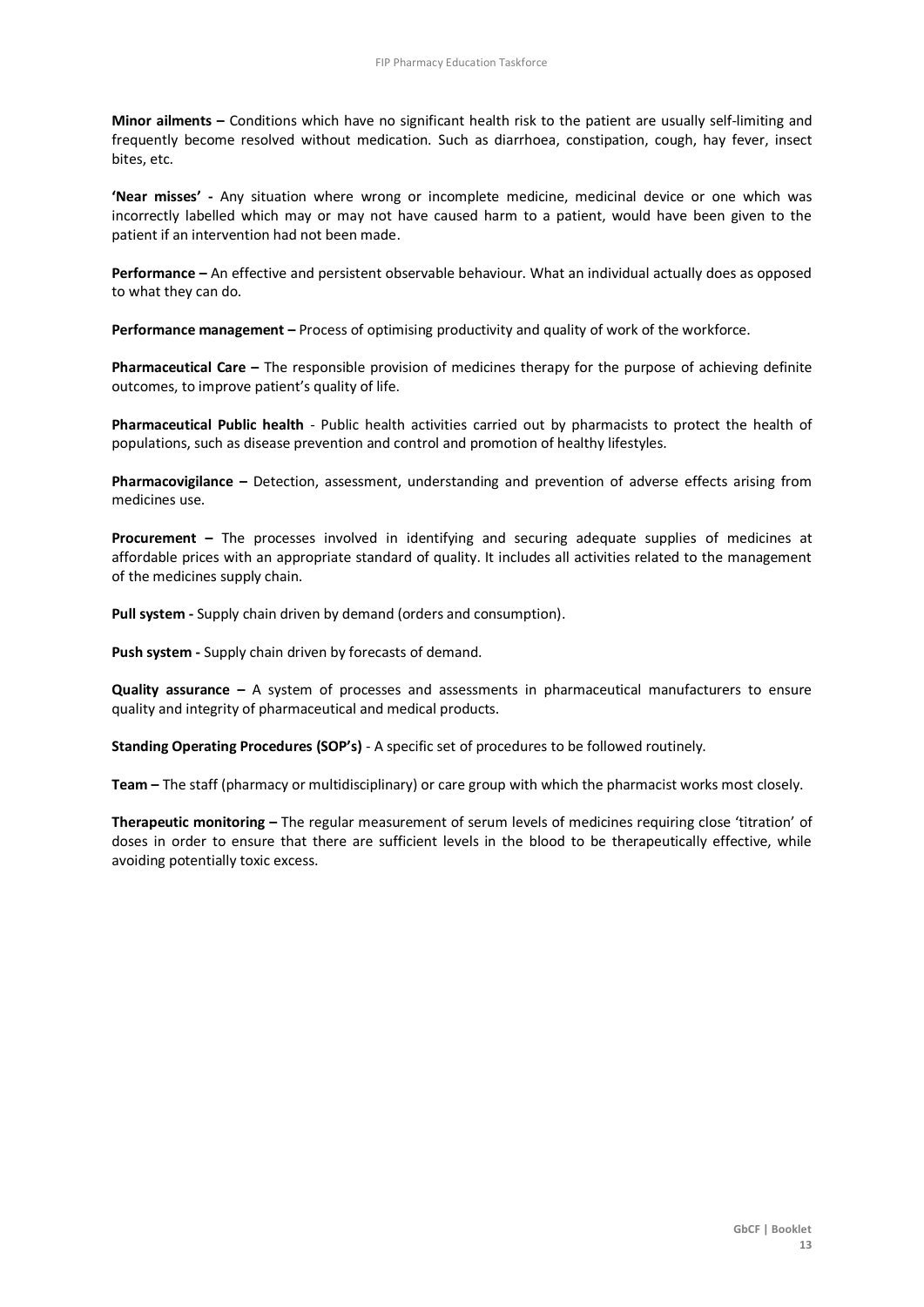**Minor ailments –** Conditions which have no significant health risk to the patient are usually self-limiting and frequently become resolved without medication. Such as diarrhoea, constipation, cough, hay fever, insect bites, etc.

**'Near misses' -** Any situation where wrong or incomplete medicine, medicinal device or one which was incorrectly labelled which may or may not have caused harm to a patient, would have been given to the patient if an intervention had not been made.

**Performance –** An effective and persistent observable behaviour. What an individual actually does as opposed to what they can do.

**Performance management –** Process of optimising productivity and quality of work of the workforce.

**Pharmaceutical Care –** The responsible provision of medicines therapy for the purpose of achieving definite outcomes, to improve patient's quality of life.

**Pharmaceutical Public health** - Public health activities carried out by pharmacists to protect the health of populations, such as disease prevention and control and promotion of healthy lifestyles.

**Pharmacovigilance –** Detection, assessment, understanding and prevention of adverse effects arising from medicines use.

**Procurement –** The processes involved in identifying and securing adequate supplies of medicines at affordable prices with an appropriate standard of quality. It includes all activities related to the management of the medicines supply chain.

**Pull system -** Supply chain driven by demand (orders and consumption).

**Push system -** Supply chain driven by forecasts of demand.

**Quality assurance –** A system of processes and assessments in pharmaceutical manufacturers to ensure quality and integrity of pharmaceutical and medical products.

**Standing Operating Procedures (SOP's)** - A specific set of procedures to be followed routinely.

**Team –** The staff (pharmacy or multidisciplinary) or care group with which the pharmacist works most closely.

**Therapeutic monitoring –** The regular measurement of serum levels of medicines requiring close 'titration' of doses in order to ensure that there are sufficient levels in the blood to be therapeutically effective, while avoiding potentially toxic excess.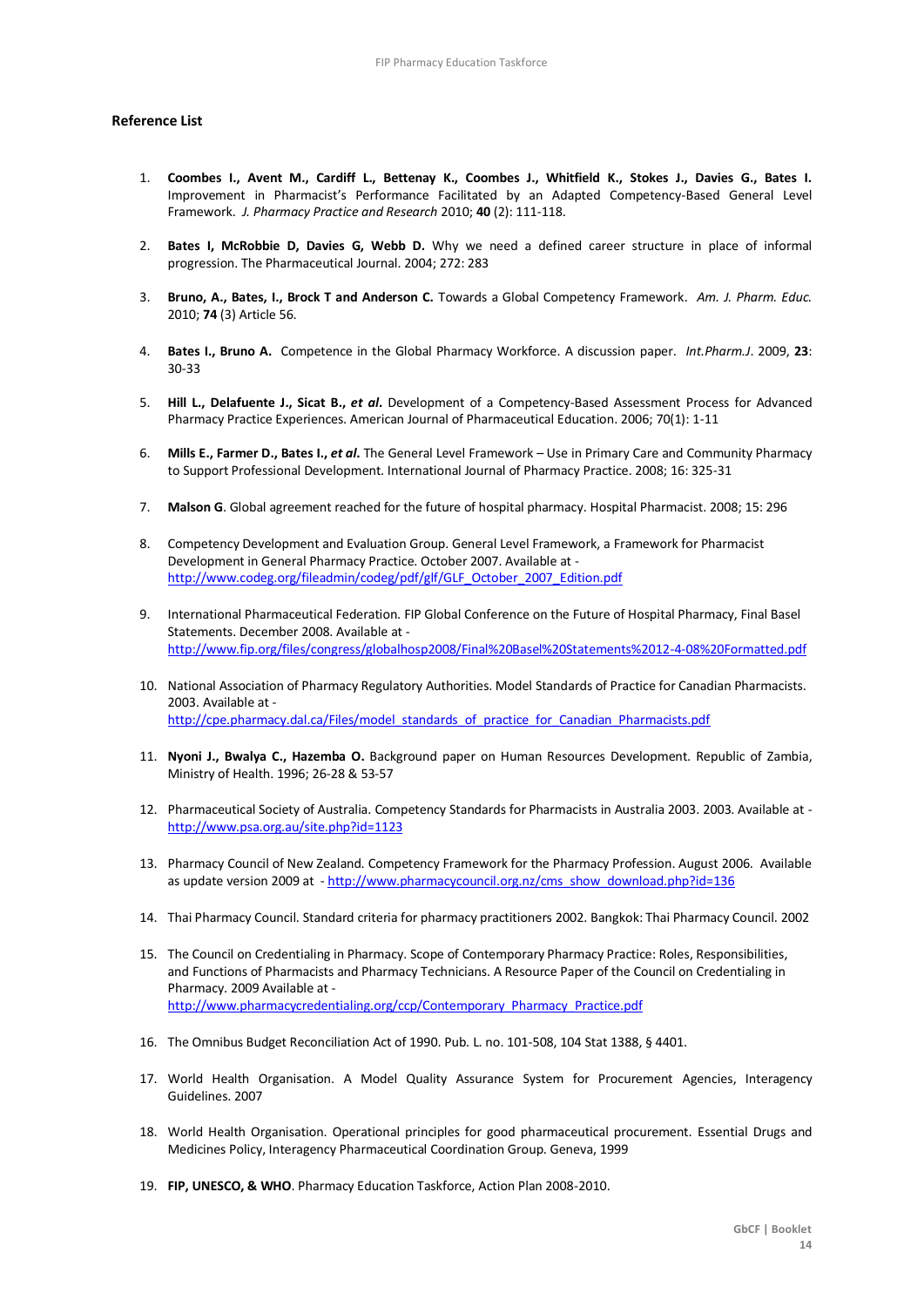**Reference List**

1. **Coombes I., Avent M., Cardiff L., Bettenay K., Coombes J., Whitfield K., Stokes J., Davies G., Bates I.** Improvement in Pharmacist's Performance Facilitated by an Adapted Competency-Based General Level Framework. *J. Pharmacy Practice and Research* 2010; **40** (2): 111-118.

2. **Bates I, McRobbie D, Davies G, Webb D.** Why we need a defined career structure in place of informal progression. The Pharmaceutical Journal. 2004; 272: 283

3. **Bruno, A., Bates, I., Brock T and Anderson C.** Towards a Global Competency Framework. *Am. J. Pharm. Educ.* 2010; **74** (3) Article 56.

4. **Bates I., Bruno A.** Competence in the Global Pharmacy Workforce. A discussion paper. *Int.Pharm.J*. 2009, **23**: 30-33

5. **Hill L., Delafuente J., Sicat B., *et al*.** Development of a Competency-Based Assessment Process for Advanced Pharmacy Practice Experiences. American Journal of Pharmaceutical Education. 2006; 70(1): 1-11

6. **Mills E., Farmer D., Bates I., *et al*.** The General Level Framework – Use in Primary Care and Community Pharmacy to Support Professional Development. International Journal of Pharmacy Practice. 2008; 16: 325-31

7. **Malson G**. Global agreement reached for the future of hospital pharmacy. Hospital Pharmacist. 2008; 15: 296

8. Competency Development and Evaluation Group. General Level Framework, a Framework for Pharmacist Development in General Pharmacy Practice. October 2007. Available at - http://www.codeg.org/fileadmin/codeg/pdf/glf/GLF_October_2007_Edition.pdf

9. International Pharmaceutical Federation. FIP Global Conference on the Future of Hospital Pharmacy, Final Basel Statements. December 2008. Available at - http://www.fip.org/files/congress/globalhosp2008/Final%20Basel%20Statements%2012-4-08%20Formatted.pdf

10. National Association of Pharmacy Regulatory Authorities. Model Standards of Practice for Canadian Pharmacists. 2003. Available at - http://cpe.pharmacy.dal.ca/Files/model_standards_of_practice_for_Canadian_Pharmacists.pdf

11. **Nyoni J., Bwalya C., Hazemba O.** Background paper on Human Resources Development. Republic of Zambia, Ministry of Health. 1996; 26-28 & 53-57

12. Pharmaceutical Society of Australia. Competency Standards for Pharmacists in Australia 2003. 2003. Available at - http://www.psa.org.au/site.php?id=1123

13. Pharmacy Council of New Zealand. Competency Framework for the Pharmacy Profession. August 2006. Available as update version 2009 at - http://www.pharmacycouncil.org.nz/cms_show_download.php?id=136

14. Thai Pharmacy Council. Standard criteria for pharmacy practitioners 2002. Bangkok: Thai Pharmacy Council. 2002

15. The Council on Credentialing in Pharmacy. Scope of Contemporary Pharmacy Practice: Roles, Responsibilities, and Functions of Pharmacists and Pharmacy Technicians. A Resource Paper of the Council on Credentialing in Pharmacy. 2009 Available at - http://www.pharmacycredentialing.org/ccp/Contemporary_Pharmacy_Practice.pdf

16. The Omnibus Budget Reconciliation Act of 1990. Pub. L. no. 101-508, 104 Stat 1388, § 4401.

17. World Health Organisation. A Model Quality Assurance System for Procurement Agencies, Interagency Guidelines. 2007

18. World Health Organisation. Operational principles for good pharmaceutical procurement. Essential Drugs and Medicines Policy, Interagency Pharmaceutical Coordination Group. Geneva, 1999

19. **FIP, UNESCO, & WHO**. Pharmacy Education Taskforce, Action Plan 2008-2010.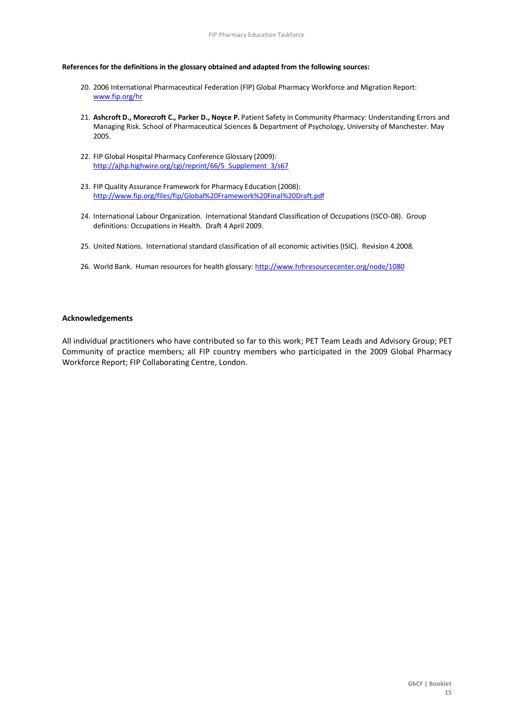**References for the definitions in the glossary obtained and adapted from the following sources:**

20. 2006 International Pharmaceutical Federation (FIP) Global Pharmacy Workforce and Migration Report: www.fip.org/hr

21. **Ashcroft D., Morecroft C., Parker D., Noyce P.** Patient Safety in Community Pharmacy: Understanding Errors and Managing Risk. School of Pharmaceutical Sciences & Department of Psychology, University of Manchester. May 2005.

22. FIP Global Hospital Pharmacy Conference Glossary (2009): http://ajhp.highwire.org/cgi/reprint/66/5_Supplement_3/s67

23. FIP Quality Assurance Framework for Pharmacy Education (2008): http://www.fip.org/files/fip/Global%20Framework%20Final%20Draft.pdf

24. International Labour Organization. International Standard Classification of Occupations (ISCO-08). Group definitions: Occupations in Health. Draft 4 April 2009.

25. United Nations. International standard classification of all economic activities (ISIC). Revision 4.2008.

26. World Bank. Human resources for health glossary: http://www.hrhresourcecenter.org/node/1080

**Acknowledgements**

All individual practitioners who have contributed so far to this work; PET Team Leads and Advisory Group; PET Community of practice members; all FIP country members who participated in the 2009 Global Pharmacy Workforce Report; FIP Collaborating Centre, London.